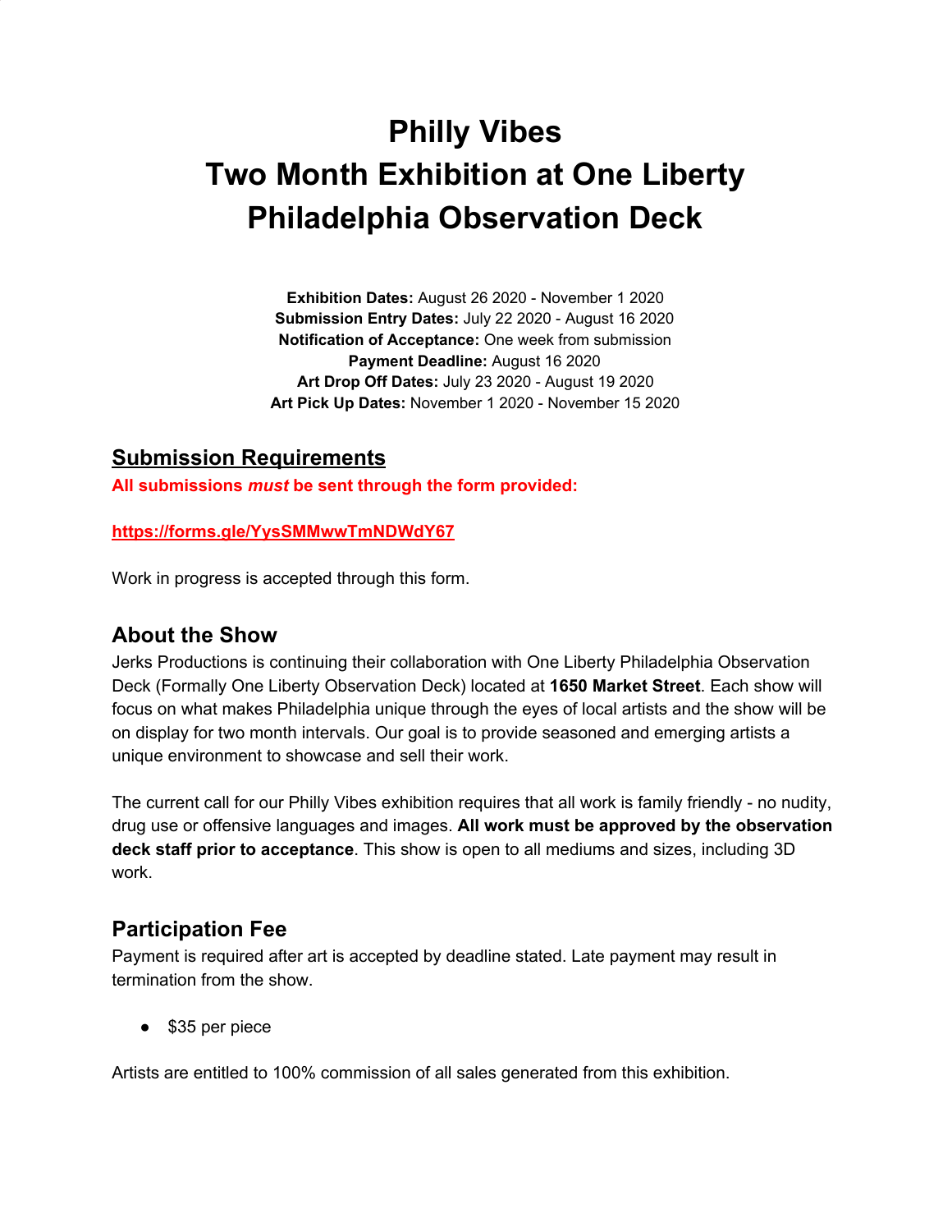# Philly Vibes
# Two Month Exhibition at One Liberty Philadelphia Observation Deck

**Exhibition Dates:** August 26 2020 - November 1 2020
**Submission Entry Dates:** July 22 2020 - August 16 2020
**Notification of Acceptance:** One week from submission
**Payment Deadline:** August 16 2020
**Art Drop Off Dates:** July 23 2020 - August 19 2020
**Art Pick Up Dates:** November 1 2020 - November 15 2020

## Submission Requirements

**All submissions *must* be sent through the form provided:**

**https://forms.gle/YysSMMwwTmNDWdY67**

Work in progress is accepted through this form.

## About the Show

Jerks Productions is continuing their collaboration with One Liberty Philadelphia Observation Deck (Formally One Liberty Observation Deck) located at **1650 Market Street**. Each show will focus on what makes Philadelphia unique through the eyes of local artists and the show will be on display for two month intervals. Our goal is to provide seasoned and emerging artists a unique environment to showcase and sell their work.

The current call for our Philly Vibes exhibition requires that all work is family friendly - no nudity, drug use or offensive languages and images. **All work must be approved by the observation deck staff prior to acceptance**. This show is open to all mediums and sizes, including 3D work.

## Participation Fee

Payment is required after art is accepted by deadline stated. Late payment may result in termination from the show.

- $35 per piece

Artists are entitled to 100% commission of all sales generated from this exhibition.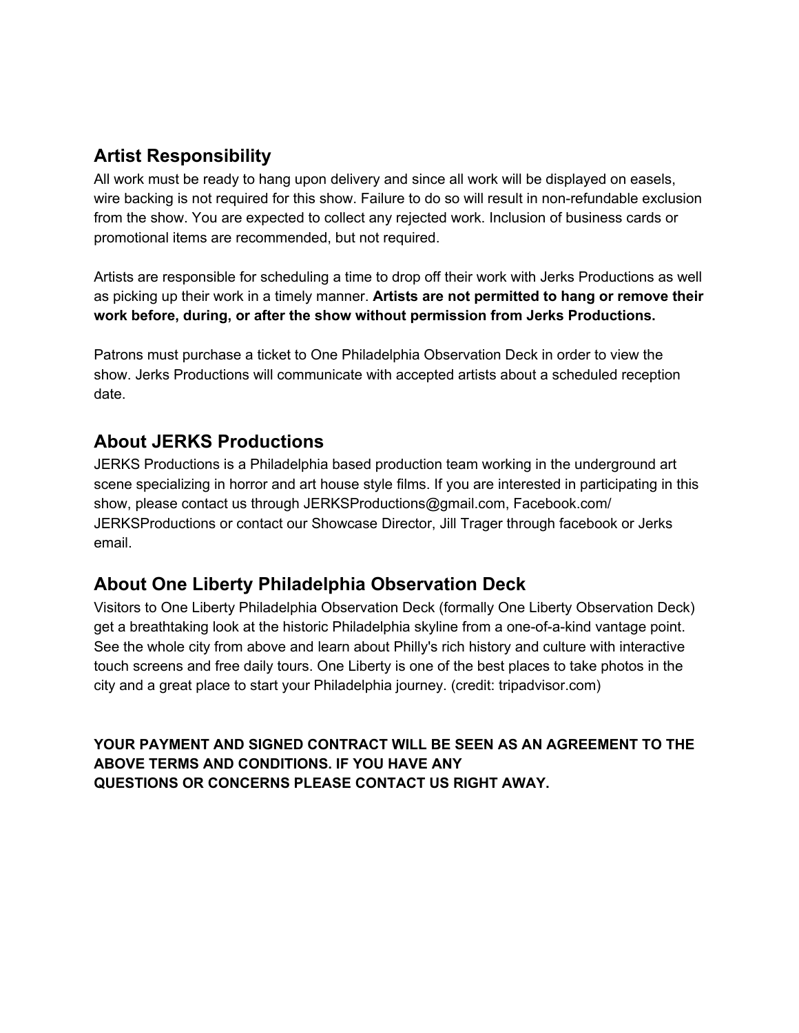## Artist Responsibility

All work must be ready to hang upon delivery and since all work will be displayed on easels, wire backing is not required for this show. Failure to do so will result in non-refundable exclusion from the show. You are expected to collect any rejected work. Inclusion of business cards or promotional items are recommended, but not required.

Artists are responsible for scheduling a time to drop off their work with Jerks Productions as well as picking up their work in a timely manner. **Artists are not permitted to hang or remove their work before, during, or after the show without permission from Jerks Productions.**

Patrons must purchase a ticket to One Philadelphia Observation Deck in order to view the show. Jerks Productions will communicate with accepted artists about a scheduled reception date.

## About JERKS Productions

JERKS Productions is a Philadelphia based production team working in the underground art scene specializing in horror and art house style films. If you are interested in participating in this show, please contact us through JERKSProductions@gmail.com, Facebook.com/ JERKSProductions or contact our Showcase Director, Jill Trager through facebook or Jerks email.

## About One Liberty Philadelphia Observation Deck

Visitors to One Liberty Philadelphia Observation Deck (formally One Liberty Observation Deck) get a breathtaking look at the historic Philadelphia skyline from a one-of-a-kind vantage point. See the whole city from above and learn about Philly's rich history and culture with interactive touch screens and free daily tours. One Liberty is one of the best places to take photos in the city and a great place to start your Philadelphia journey. (credit: tripadvisor.com)

**YOUR PAYMENT AND SIGNED CONTRACT WILL BE SEEN AS AN AGREEMENT TO THE ABOVE TERMS AND CONDITIONS. IF YOU HAVE ANY QUESTIONS OR CONCERNS PLEASE CONTACT US RIGHT AWAY.**